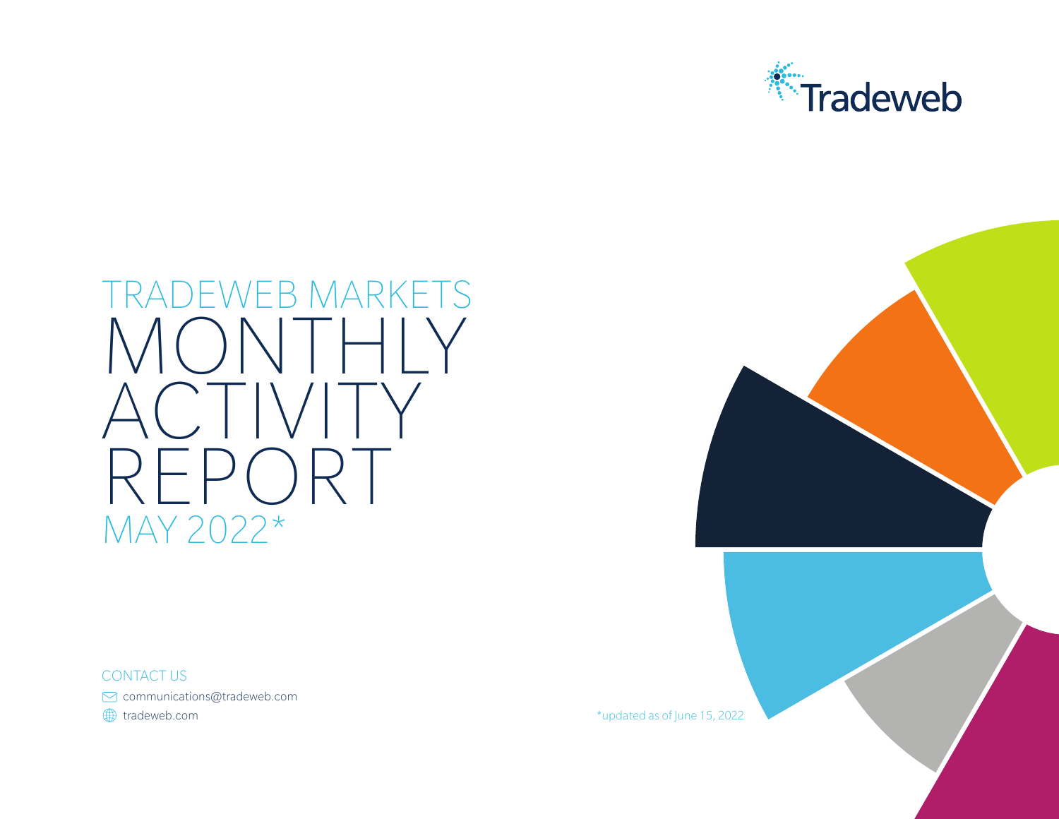Tradeweb

TRADEWEB MARKETS

# MONTHLY ACTIVITY REPORT

MAY 2022*

CONTACT US

communications@tradeweb.com

tradeweb.com

*updated as of June 15, 2022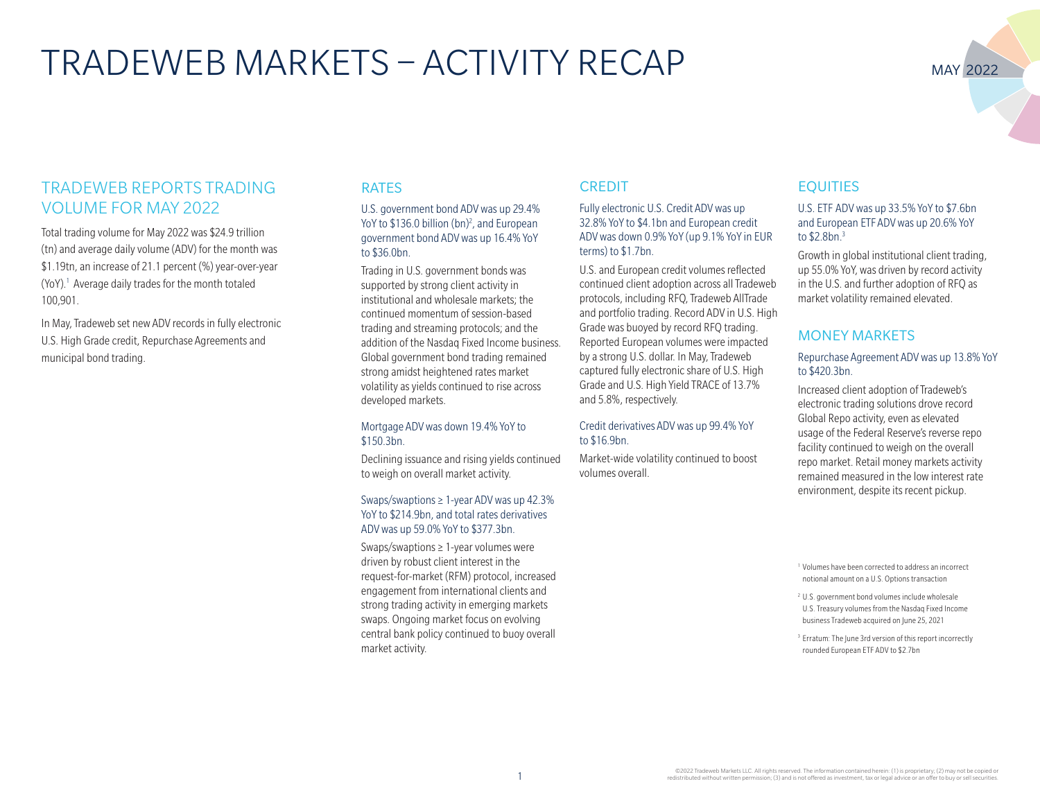# TRADEWEB MARKETS – ACTIVITY RECAP

MAY 2022

## TRADEWEB REPORTS TRADING VOLUME FOR MAY 2022

Total trading volume for May 2022 was $24.9 trillion (tn) and average daily volume (ADV) for the month was $1.19tn, an increase of 21.1 percent (%) year-over-year (YoY).[1] Average daily trades for the month totaled 100,901.

In May, Tradeweb set new ADV records in fully electronic U.S. High Grade credit, Repurchase Agreements and municipal bond trading.

## RATES

U.S. government bond ADV was up 29.4% YoY to $136.0 billion (bn)[2], and European government bond ADV was up 16.4% YoY to $36.0bn.

Trading in U.S. government bonds was supported by strong client activity in institutional and wholesale markets; the continued momentum of session-based trading and streaming protocols; and the addition of the Nasdaq Fixed Income business. Global government bond trading remained strong amidst heightened rates market volatility as yields continued to rise across developed markets.

Mortgage ADV was down 19.4% YoY to $150.3bn.

Declining issuance and rising yields continued to weigh on overall market activity.

Swaps/swaptions ≥ 1-year ADV was up 42.3% YoY to $214.9bn, and total rates derivatives ADV was up 59.0% YoY to $377.3bn.

Swaps/swaptions ≥ 1-year volumes were driven by robust client interest in the request-for-market (RFM) protocol, increased engagement from international clients and strong trading activity in emerging markets swaps. Ongoing market focus on evolving central bank policy continued to buoy overall market activity.

## CREDIT

Fully electronic U.S. Credit ADV was up 32.8% YoY to $4.1bn and European credit ADV was down 0.9% YoY (up 9.1% YoY in EUR terms) to $1.7bn.

U.S. and European credit volumes reflected continued client adoption across all Tradeweb protocols, including RFQ, Tradeweb AllTrade and portfolio trading. Record ADV in U.S. High Grade was buoyed by record RFQ trading. Reported European volumes were impacted by a strong U.S. dollar. In May, Tradeweb captured fully electronic share of U.S. High Grade and U.S. High Yield TRACE of 13.7% and 5.8%, respectively.

Credit derivatives ADV was up 99.4% YoY to $16.9bn.

Market-wide volatility continued to boost volumes overall.

## EQUITIES

U.S. ETF ADV was up 33.5% YoY to $7.6bn and European ETF ADV was up 20.6% YoY to $2.8bn.[3]

Growth in global institutional client trading, up 55.0% YoY, was driven by record activity in the U.S. and further adoption of RFQ as market volatility remained elevated.

## MONEY MARKETS

Repurchase Agreement ADV was up 13.8% YoY to $420.3bn.

Increased client adoption of Tradeweb's electronic trading solutions drove record Global Repo activity, even as elevated usage of the Federal Reserve's reverse repo facility continued to weigh on the overall repo market. Retail money markets activity remained measured in the low interest rate environment, despite its recent pickup.

[1] Volumes have been corrected to address an incorrect notional amount on a U.S. Options transaction

[2] U.S. government bond volumes include wholesale U.S. Treasury volumes from the Nasdaq Fixed Income business Tradeweb acquired on June 25, 2021

[3] Erratum: The June 3rd version of this report incorrectly rounded European ETF ADV to $2.7bn

©2022 Tradeweb Markets LLC. All rights reserved. The information contained herein: (1) is proprietary; (2) may not be copied or redistributed without written permission; (3) and is not offered as investment, tax or legal advice or an offer to buy or sell securities.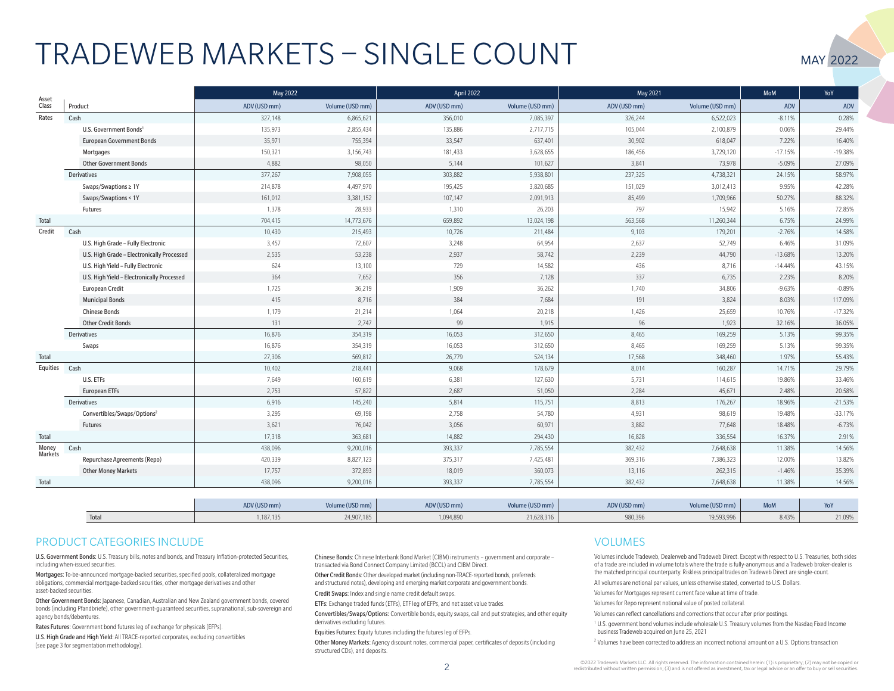# TRADEWEB MARKETS – SINGLE COUNT

MAY 2022

| Asset Class | Product | | May 2022 | | April 2022 | | May 2021 | | MoM | YoY |
|---|---|---|---|---|---|---|---|---|---|---|
| | | | ADV (USD mm) | Volume (USD mm) | ADV (USD mm) | Volume (USD mm) | ADV (USD mm) | Volume (USD mm) | ADV | ADV |
| Rates | Cash | | 327,148 | 6,865,621 | 356,010 | 7,085,397 | 326,244 | 6,522,023 | -8.11% | 0.28% |
| | | U.S. Government Bonds[1] | 135,973 | 2,855,434 | 135,886 | 2,717,715 | 105,044 | 2,100,879 | 0.06% | 29.44% |
| | | European Government Bonds | 35,971 | 755,394 | 33,547 | 637,401 | 30,902 | 618,047 | 7.22% | 16.40% |
| | | Mortgages | 150,321 | 3,156,743 | 181,433 | 3,628,655 | 186,456 | 3,729,120 | -17.15% | -19.38% |
| | | Other Government Bonds | 4,882 | 98,050 | 5,144 | 101,627 | 3,841 | 73,978 | -5.09% | 27.09% |
| | Derivatives | | 377,267 | 7,908,055 | 303,882 | 5,938,801 | 237,325 | 4,738,321 | 24.15% | 58.97% |
| | | Swaps/Swaptions ≥ 1Y | 214,878 | 4,497,970 | 195,425 | 3,820,685 | 151,029 | 3,012,413 | 9.95% | 42.28% |
| | | Swaps/Swaptions < 1Y | 161,012 | 3,381,152 | 107,147 | 2,091,913 | 85,499 | 1,709,966 | 50.27% | 88.32% |
| | | Futures | 1,378 | 28,933 | 1,310 | 26,203 | 797 | 15,942 | 5.16% | 72.85% |
| Total | | | 704,415 | 14,773,676 | 659,892 | 13,024,198 | 563,568 | 11,260,344 | 6.75% | 24.99% |
| Credit | Cash | | 10,430 | 215,493 | 10,726 | 211,484 | 9,103 | 179,201 | -2.76% | 14.58% |
| | | U.S. High Grade – Fully Electronic | 3,457 | 72,607 | 3,248 | 64,954 | 2,637 | 52,749 | 6.46% | 31.09% |
| | | U.S. High Grade – Electronically Processed | 2,535 | 53,238 | 2,937 | 58,742 | 2,239 | 44,790 | -13.68% | 13.20% |
| | | U.S. High Yield – Fully Electronic | 624 | 13,100 | 729 | 14,582 | 436 | 8,716 | -14.44% | 43.15% |
| | | U.S. High Yield – Electronically Processed | 364 | 7,652 | 356 | 7,128 | 337 | 6,735 | 2.23% | 8.20% |
| | | European Credit | 1,725 | 36,219 | 1,909 | 36,262 | 1,740 | 34,806 | -9.63% | -0.89% |
| | | Municipal Bonds | 415 | 8,716 | 384 | 7,684 | 191 | 3,824 | 8.03% | 117.09% |
| | | Chinese Bonds | 1,179 | 21,214 | 1,064 | 20,218 | 1,426 | 25,659 | 10.76% | -17.32% |
| | | Other Credit Bonds | 131 | 2,747 | 99 | 1,915 | 96 | 1,923 | 32.16% | 36.05% |
| | Derivatives | | 16,876 | 354,319 | 16,053 | 312,650 | 8,465 | 169,259 | 5.13% | 99.35% |
| | | Swaps | 16,876 | 354,319 | 16,053 | 312,650 | 8,465 | 169,259 | 5.13% | 99.35% |
| Total | | | 27,306 | 569,812 | 26,779 | 524,134 | 17,568 | 348,460 | 1.97% | 55.43% |
| Equities | Cash | | 10,402 | 218,441 | 9,068 | 178,679 | 8,014 | 160,287 | 14.71% | 29.79% |
| | | U.S. ETFs | 7,649 | 160,619 | 6,381 | 127,630 | 5,731 | 114,615 | 19.86% | 33.46% |
| | | European ETFs | 2,753 | 57,822 | 2,687 | 51,050 | 2,284 | 45,671 | 2.48% | 20.58% |
| | Derivatives | | 6,916 | 145,240 | 5,814 | 115,751 | 8,813 | 176,267 | 18.96% | -21.53% |
| | | Convertibles/Swaps/Options[2] | 3,295 | 69,198 | 2,758 | 54,780 | 4,931 | 98,619 | 19.48% | -33.17% |
| | | Futures | 3,621 | 76,042 | 3,056 | 60,971 | 3,882 | 77,648 | 18.48% | -6.73% |
| Total | | | 17,318 | 363,681 | 14,882 | 294,430 | 16,828 | 336,554 | 16.37% | 2.91% |
| Money Markets | Cash | | 438,096 | 9,200,016 | 393,337 | 7,785,554 | 382,432 | 7,648,638 | 11.38% | 14.56% |
| | | Repurchase Agreements (Repo) | 420,339 | 8,827,123 | 375,317 | 7,425,481 | 369,316 | 7,386,323 | 12.00% | 13.82% |
| | | Other Money Markets | 17,757 | 372,893 | 18,019 | 360,073 | 13,116 | 262,315 | -1.46% | 35.39% |
| Total | | | 438,096 | 9,200,016 | 393,337 | 7,785,554 | 382,432 | 7,648,638 | 11.38% | 14.56% |

| | ADV (USD mm) | Volume (USD mm) | ADV (USD mm) | Volume (USD mm) | ADV (USD mm) | Volume (USD mm) | MoM | YoY |
|---|---|---|---|---|---|---|---|---|
| Total | 1,187,135 | 24,907,185 | 1,094,890 | 21,628,316 | 980,396 | 19,593,996 | 8.43% | 21.09% |

## PRODUCT CATEGORIES INCLUDE

**U.S. Government Bonds:** U.S. Treasury bills, notes and bonds, and Treasury Inflation-protected Securities, including when-issued securities.

**Mortgages:** To-be-announced mortgage-backed securities, specified pools, collateralized mortgage obligations, commercial mortgage-backed securities, other mortgage derivatives and other asset-backed securities.

**Other Government Bonds:** Japanese, Canadian, Australian and New Zealand government bonds, covered bonds (including Pfandbriefe), other government-guaranteed securities, supranational, sub-sovereign and agency bonds/debentures.

**Rates Futures:** Government bond futures leg of exchange for physicals (EFPs).

**U.S. High Grade and High Yield:** All TRACE-reported corporates, excluding convertibles (see page 3 for segmentation methodology).

**Chinese Bonds:** Chinese Interbank Bond Market (CIBM) instruments – government and corporate – transacted via Bond Connect Company Limited (BCCL) and CIBM Direct.

**Other Credit Bonds:** Other developed market (including non-TRACE-reported bonds, preferreds and structured notes), developing and emerging market corporate and government bonds.

**Credit Swaps:** Index and single name credit default swaps.

**ETFs:** Exchange traded funds (ETFs), ETF leg of EFPs, and net asset value trades.

**Convertibles/Swaps/Options:** Convertible bonds, equity swaps, call and put strategies, and other equity derivatives excluding futures.

**Equities Futures:** Equity futures including the futures leg of EFPs.

**Other Money Markets:** Agency discount notes, commercial paper, certificates of deposits (including structured CDs), and deposits.

## VOLUMES

Volumes include Tradeweb, Dealerweb and Tradeweb Direct. Except with respect to U.S. Treasuries, both sides of a trade are included in volume totals where the trade is fully-anonymous and a Tradeweb broker-dealer is the matched principal counterparty. Riskless principal trades on Tradeweb Direct are single-count.

All volumes are notional par values, unless otherwise stated, converted to U.S. Dollars.

Volumes for Mortgages represent current face value at time of trade.

Volumes for Repo represent notional value of posted collateral.

Volumes can reflect cancellations and corrections that occur after prior postings.

[1] U.S. government bond volumes include wholesale U.S. Treasury volumes from the Nasdaq Fixed Income business Tradeweb acquired on June 25, 2021

[2] Volumes have been corrected to address an incorrect notional amount on a U.S. Options transaction

©2022 Tradeweb Markets LLC. All rights reserved. The information contained herein: (1) is proprietary; (2) may not be copied or redistributed without written permission; (3) and is not offered as investment, tax or legal advice or an offer to buy or sell securities.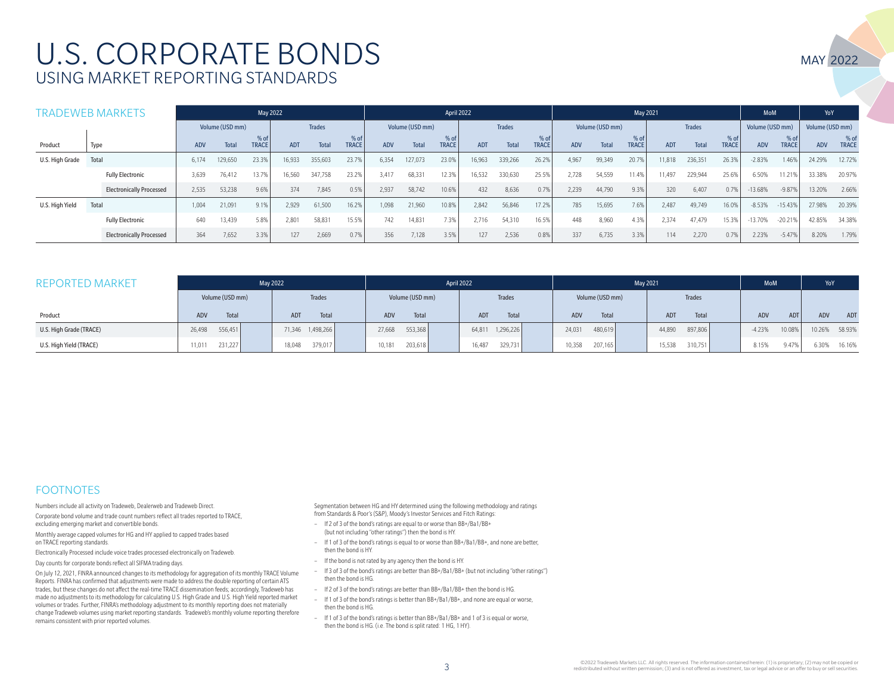# U.S. CORPORATE BONDS

## USING MARKET REPORTING STANDARDS

MAY 2022

### TRADEWEB MARKETS

| | | May 2022 | | | | | | April 2022 | | | | | | May 2021 | | | | | | MoM | | YoY | |
|---|---|---|---|---|---|---|---|---|---|---|---|---|---|---|---|---|---|---|---|---|---|---|---|
| | | Volume (USD mm) | | | Trades | | | Volume (USD mm) | | | Trades | | | Volume (USD mm) | | | Trades | | | Volume (USD mm) | | Volume (USD mm) | |
| Product | Type | ADV | Total | % of TRACE | ADT | Total | % of TRACE | ADV | Total | % of TRACE | ADT | Total | % of TRACE | ADV | Total | % of TRACE | ADT | Total | % of TRACE | ADV | % of TRACE | ADV | % of TRACE |
| U.S. High Grade | Total | 6,174 | 129,650 | 23.3% | 16,933 | 355,603 | 23.7% | 6,354 | 127,073 | 23.0% | 16,963 | 339,266 | 26.2% | 4,967 | 99,349 | 20.7% | 11,818 | 236,351 | 26.3% | -2.83% | 1.46% | 24.29% | 12.72% |
| | Fully Electronic | 3,639 | 76,412 | 13.7% | 16,560 | 347,758 | 23.2% | 3,417 | 68,331 | 12.3% | 16,532 | 330,630 | 25.5% | 2,728 | 54,559 | 11.4% | 11,497 | 229,944 | 25.6% | 6.50% | 11.21% | 33.38% | 20.97% |
| | Electronically Processed | 2,535 | 53,238 | 9.6% | 374 | 7,845 | 0.5% | 2,937 | 58,742 | 10.6% | 432 | 8,636 | 0.7% | 2,239 | 44,790 | 9.3% | 320 | 6,407 | 0.7% | -13.68% | -9.87% | 13.20% | 2.66% |
| U.S. High Yield | Total | 1,004 | 21,091 | 9.1% | 2,929 | 61,500 | 16.2% | 1,098 | 21,960 | 10.8% | 2,842 | 56,846 | 17.2% | 785 | 15,695 | 7.6% | 2,487 | 49,749 | 16.0% | -8.53% | -15.43% | 27.98% | 20.39% |
| | Fully Electronic | 640 | 13,439 | 5.8% | 2,801 | 58,831 | 15.5% | 742 | 14,831 | 7.3% | 2,716 | 54,310 | 16.5% | 448 | 8,960 | 4.3% | 2,374 | 47,479 | 15.3% | -13.70% | -20.21% | 42.85% | 34.38% |
| | Electronically Processed | 364 | 7,652 | 3.3% | 127 | 2,669 | 0.7% | 356 | 7,128 | 3.5% | 127 | 2,536 | 0.8% | 337 | 6,735 | 3.3% | 114 | 2,270 | 0.7% | 2.23% | -5.47% | 8.20% | 1.79% |

### REPORTED MARKET

| | May 2022 | | | | April 2022 | | | | May 2021 | | | | MoM | | YoY | |
|---|---|---|---|---|---|---|---|---|---|---|---|---|---|---|---|---|
| | Volume (USD mm) | | Trades | | Volume (USD mm) | | Trades | | Volume (USD mm) | | Trades | | | | | |
| Product | ADV | Total | ADT | Total | ADV | Total | ADT | Total | ADV | Total | ADT | Total | ADV | ADT | ADV | ADT |
| U.S. High Grade (TRACE) | 26,498 | 556,451 | 71,346 | 1,498,266 | 27,668 | 553,368 | 64,811 | 1,296,226 | 24,031 | 480,619 | 44,890 | 897,806 | -4.23% | 10.08% | 10.26% | 58.93% |
| U.S. High Yield (TRACE) | 11,011 | 231,227 | 18,048 | 379,017 | 10,181 | 203,618 | 16,487 | 329,731 | 10,358 | 207,165 | 15,538 | 310,751 | 8.15% | 9.47% | 6.30% | 16.16% |

### FOOTNOTES

Numbers include all activity on Tradeweb, Dealerweb and Tradeweb Direct.

Corporate bond volume and trade count numbers reflect all trades reported to TRACE, excluding emerging market and convertible bonds.

Monthly average capped volumes for HG and HY applied to capped trades based on TRACE reporting standards.

Electronically Processed include voice trades processed electronically on Tradeweb.

Day counts for corporate bonds reflect all SIFMA trading days.

On July 12, 2021, FINRA announced changes to its methodology for aggregation of its monthly TRACE Volume Reports. FINRA has confirmed that adjustments were made to address the double reporting of certain ATS trades, but these changes do not affect the real-time TRACE dissemination feeds; accordingly, Tradeweb has made no adjustments to its methodology for calculating U.S. High Grade and U.S. High Yield reported market volumes or trades. Further, FINRA's methodology adjustment to its monthly reporting does not materially change Tradeweb volumes using market reporting standards. Tradeweb's monthly volume reporting therefore remains consistent with prior reported volumes.

Segmentation between HG and HY determined using the following methodology and ratings from Standards & Poor's (S&P), Moody's Investor Services and Fitch Ratings:

- If 2 of 3 of the bond's ratings are equal to or worse than BB+/Ba1/BB+ (but not including "other ratings") then the bond is HY.
- If 1 of 3 of the bond's ratings is equal to or worse than BB+/Ba1/BB+, and none are better, then the bond is HY.
- If the bond is not rated by any agency then the bond is HY.
- If 3 of 3 of the bond's ratings are better than BB+/Ba1/BB+ (but not including "other ratings") then the bond is HG.
- If 2 of 3 of the bond's ratings are better than BB+/Ba1/BB+ then the bond is HG.
- If 1 of 3 of the bond's ratings is better than BB+/Ba1/BB+, and none are equal or worse, then the bond is HG.
- If 1 of 3 of the bond's ratings is better than BB+/Ba1/BB+ and 1 of 3 is equal or worse, then the bond is HG. (i.e. The bond is split rated: 1 HG, 1 HY).

©2022 Tradeweb Markets LLC. All rights reserved. The information contained herein: (1) is proprietary; (2) may not be copied or redistributed without written permission; (3) and is not offered as investment, tax or legal advice or an offer to buy or sell securities.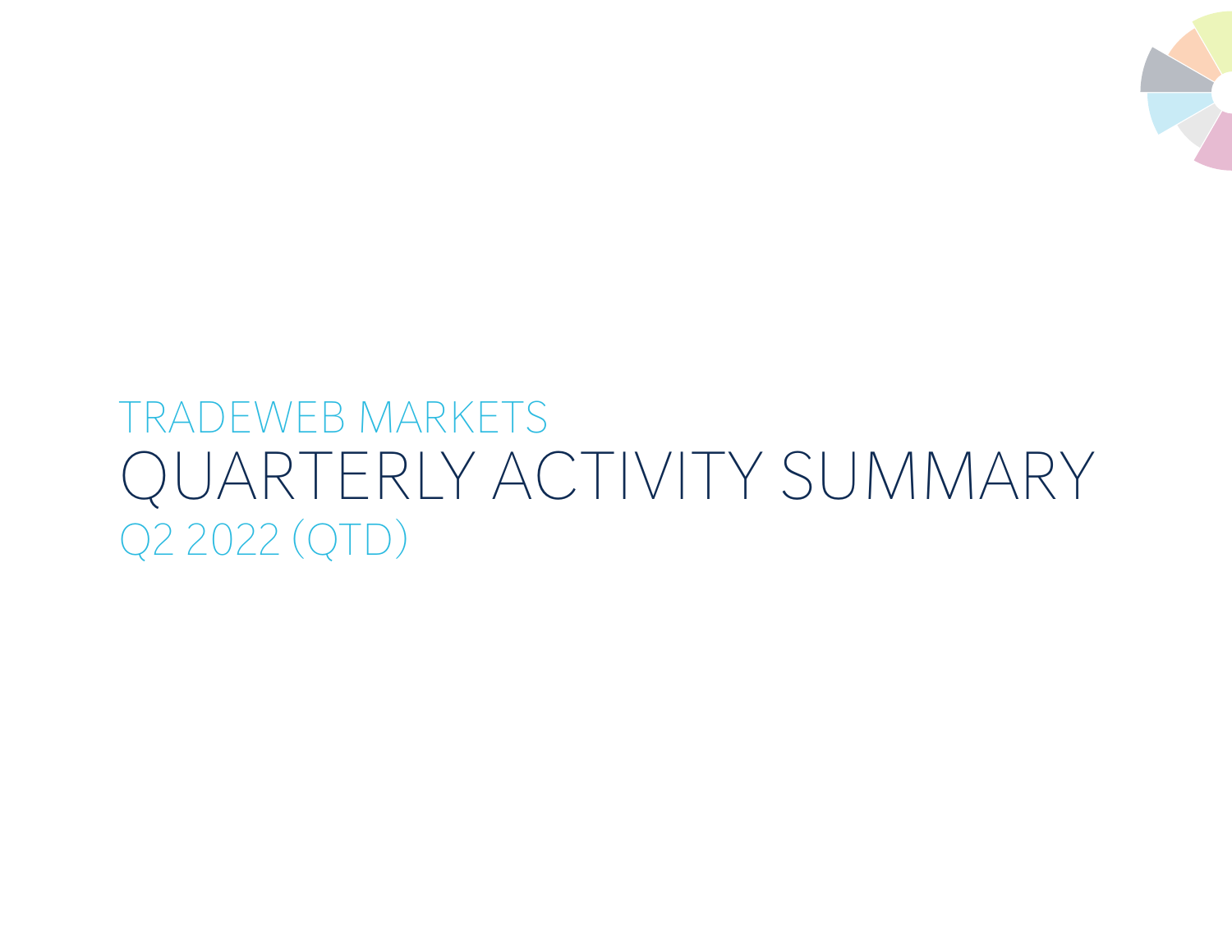TRADEWEB MARKETS

# QUARTERLY ACTIVITY SUMMARY

Q2 2022 (QTD)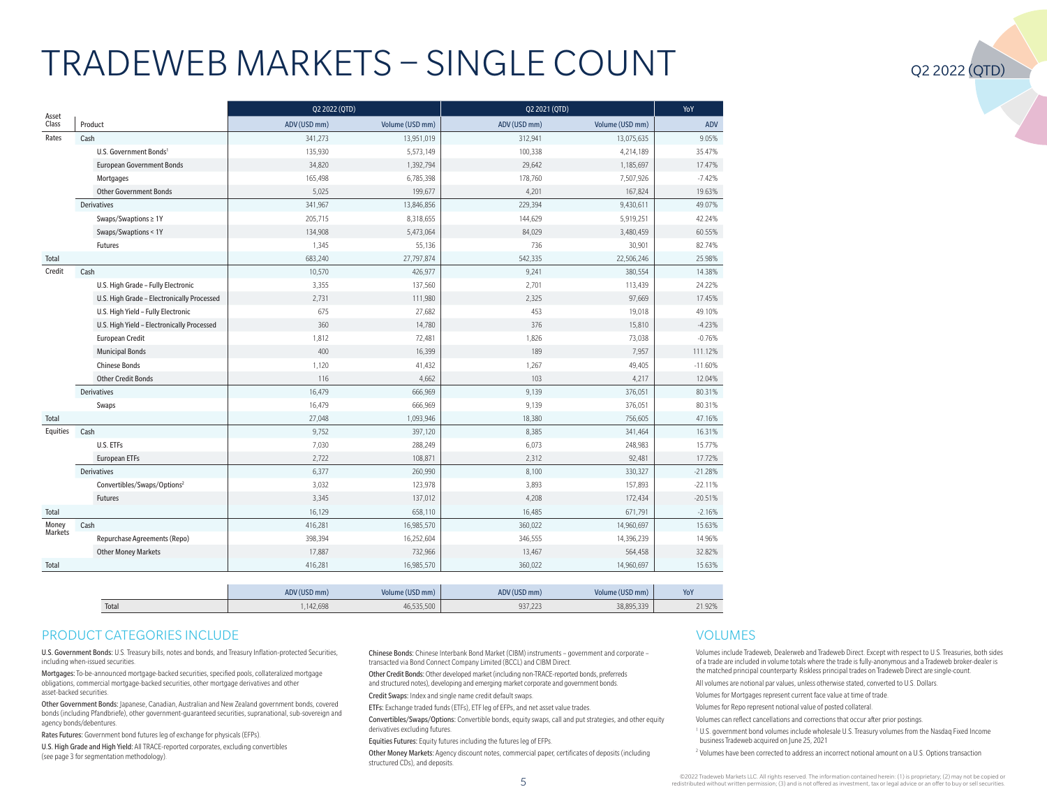# TRADEWEB MARKETS – SINGLE COUNT

Q2 2022 (QTD)

| Asset Class | Product | | Q2 2022 (QTD) | | Q2 2021 (QTD) | | YoY |
|---|---|---|---|---|---|---|---|
| | | | ADV (USD mm) | Volume (USD mm) | ADV (USD mm) | Volume (USD mm) | ADV |
| Rates | Cash | | 341,273 | 13,951,019 | 312,941 | 13,075,635 | 9.05% |
| | | U.S. Government Bonds[1] | 135,930 | 5,573,149 | 100,338 | 4,214,189 | 35.47% |
| | | European Government Bonds | 34,820 | 1,392,794 | 29,642 | 1,185,697 | 17.47% |
| | | Mortgages | 165,498 | 6,785,398 | 178,760 | 7,507,926 | -7.42% |
| | | Other Government Bonds | 5,025 | 199,677 | 4,201 | 167,824 | 19.63% |
| | Derivatives | | 341,967 | 13,846,856 | 229,394 | 9,430,611 | 49.07% |
| | | Swaps/Swaptions ≥ 1Y | 205,715 | 8,318,655 | 144,629 | 5,919,251 | 42.24% |
| | | Swaps/Swaptions < 1Y | 134,908 | 5,473,064 | 84,029 | 3,480,459 | 60.55% |
| | | Futures | 1,345 | 55,136 | 736 | 30,901 | 82.74% |
| Total | | | 683,240 | 27,797,874 | 542,335 | 22,506,246 | 25.98% |
| Credit | Cash | | 10,570 | 426,977 | 9,241 | 380,554 | 14.38% |
| | | U.S. High Grade – Fully Electronic | 3,355 | 137,560 | 2,701 | 113,439 | 24.22% |
| | | U.S. High Grade – Electronically Processed | 2,731 | 111,980 | 2,325 | 97,669 | 17.45% |
| | | U.S. High Yield – Fully Electronic | 675 | 27,682 | 453 | 19,018 | 49.10% |
| | | U.S. High Yield – Electronically Processed | 360 | 14,780 | 376 | 15,810 | -4.23% |
| | | European Credit | 1,812 | 72,481 | 1,826 | 73,038 | -0.76% |
| | | Municipal Bonds | 400 | 16,399 | 189 | 7,957 | 111.12% |
| | | Chinese Bonds | 1,120 | 41,432 | 1,267 | 49,405 | -11.60% |
| | | Other Credit Bonds | 116 | 4,662 | 103 | 4,217 | 12.04% |
| | Derivatives | | 16,479 | 666,969 | 9,139 | 376,051 | 80.31% |
| | | Swaps | 16,479 | 666,969 | 9,139 | 376,051 | 80.31% |
| Total | | | 27,048 | 1,093,946 | 18,380 | 756,605 | 47.16% |
| Equities | Cash | | 9,752 | 397,120 | 8,385 | 341,464 | 16.31% |
| | | U.S. ETFs | 7,030 | 288,249 | 6,073 | 248,983 | 15.77% |
| | | European ETFs | 2,722 | 108,871 | 2,312 | 92,481 | 17.72% |
| | Derivatives | | 6,377 | 260,990 | 8,100 | 330,327 | -21.28% |
| | | Convertibles/Swaps/Options[2] | 3,032 | 123,978 | 3,893 | 157,893 | -22.11% |
| | | Futures | 3,345 | 137,012 | 4,208 | 172,434 | -20.51% |
| Total | | | 16,129 | 658,110 | 16,485 | 671,791 | -2.16% |
| Money Markets | Cash | | 416,281 | 16,985,570 | 360,022 | 14,960,697 | 15.63% |
| | | Repurchase Agreements (Repo) | 398,394 | 16,252,604 | 346,555 | 14,396,239 | 14.96% |
| | | Other Money Markets | 17,887 | 732,966 | 13,467 | 564,458 | 32.82% |
| Total | | | 416,281 | 16,985,570 | 360,022 | 14,960,697 | 15.63% |

| | ADV (USD mm) | Volume (USD mm) | ADV (USD mm) | Volume (USD mm) | YoY |
|---|---|---|---|---|---|
| Total | 1,142,698 | 46,535,500 | 937,223 | 38,895,339 | 21.92% |

## PRODUCT CATEGORIES INCLUDE

**U.S. Government Bonds:** U.S. Treasury bills, notes and bonds, and Treasury Inflation-protected Securities, including when-issued securities.

**Mortgages:** To-be-announced mortgage-backed securities, specified pools, collateralized mortgage obligations, commercial mortgage-backed securities, other mortgage derivatives and other asset-backed securities.

**Other Government Bonds:** Japanese, Canadian, Australian and New Zealand government bonds, covered bonds (including Pfandbriefe), other government-guaranteed securities, supranational, sub-sovereign and agency bonds/debentures.

**Rates Futures:** Government bond futures leg of exchange for physicals (EFPs).

**U.S. High Grade and High Yield:** All TRACE-reported corporates, excluding convertibles (see page 3 for segmentation methodology).

**Chinese Bonds:** Chinese Interbank Bond Market (CIBM) instruments – government and corporate – transacted via Bond Connect Company Limited (BCCL) and CIBM Direct.

**Other Credit Bonds:** Other developed market (including non-TRACE-reported bonds, preferreds and structured notes), developing and emerging market corporate and government bonds.

**Credit Swaps:** Index and single name credit default swaps.

**ETFs:** Exchange traded funds (ETFs), ETF leg of EFPs, and net asset value trades.

**Convertibles/Swaps/Options:** Convertible bonds, equity swaps, call and put strategies, and other equity derivatives excluding futures.

**Equities Futures:** Equity futures including the futures leg of EFPs.

**Other Money Markets:** Agency discount notes, commercial paper, certificates of deposits (including structured CDs), and deposits.

## VOLUMES

Volumes include Tradeweb, Dealerweb and Tradeweb Direct. Except with respect to U.S. Treasuries, both sides of a trade are included in volume totals where the trade is fully-anonymous and a Tradeweb broker-dealer is the matched principal counterparty. Riskless principal trades on Tradeweb Direct are single-count.

All volumes are notional par values, unless otherwise stated, converted to U.S. Dollars.

Volumes for Mortgages represent current face value at time of trade.

Volumes for Repo represent notional value of posted collateral.

Volumes can reflect cancellations and corrections that occur after prior postings.

[1] U.S. government bond volumes include wholesale U.S. Treasury volumes from the Nasdaq Fixed Income business Tradeweb acquired on June 25, 2021

[2] Volumes have been corrected to address an incorrect notional amount on a U.S. Options transaction

©2022 Tradeweb Markets LLC. All rights reserved. The information contained herein: (1) is proprietary; (2) may not be copied or redistributed without written permission; (3) and is not offered as investment, tax or legal advice or an offer to buy or sell securities.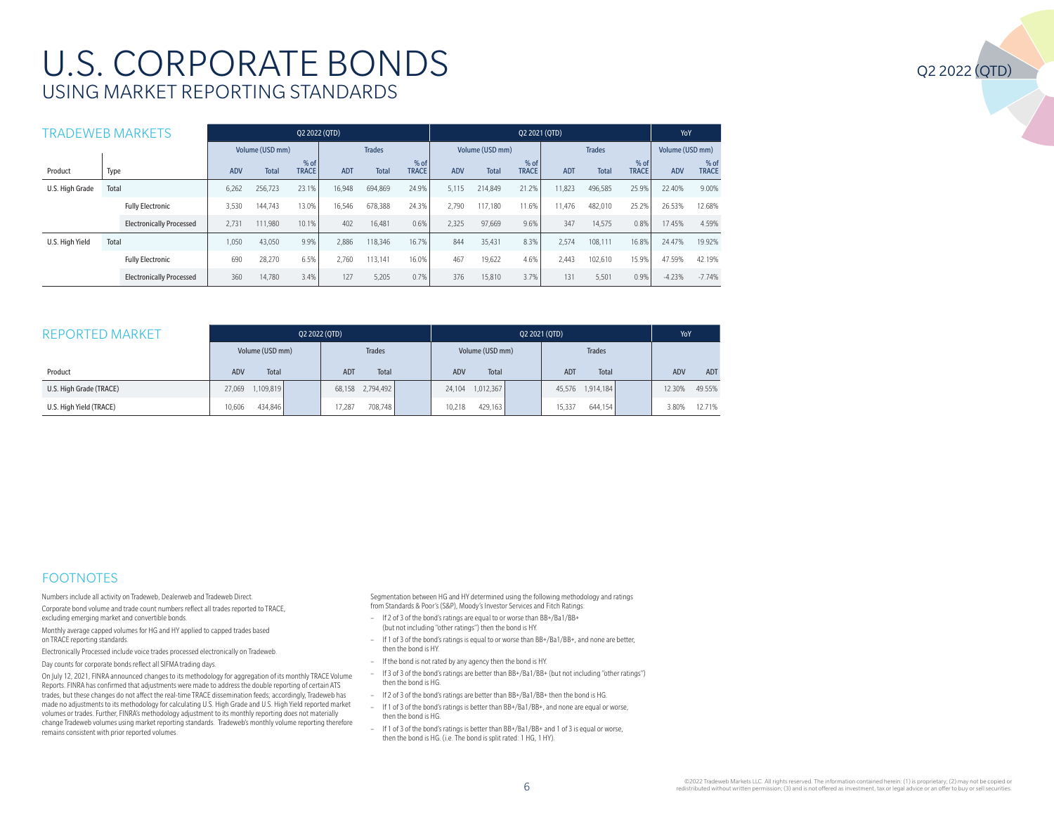# U.S. CORPORATE BONDS

## USING MARKET REPORTING STANDARDS

Q2 2022 (QTD)

### TRADEWEB MARKETS

| Product | Type | Q2 2022 (QTD) | | | | | | Q2 2021 (QTD) | | | | | | YoY | |
|---|---|---|---|---|---|---|---|---|---|---|---|---|---|---|---|
| | | Volume (USD mm) | | | Trades | | | Volume (USD mm) | | | Trades | | | Volume (USD mm) | |
| | | ADV | Total | % of TRACE | ADT | Total | % of TRACE | ADV | Total | % of TRACE | ADT | Total | % of TRACE | ADV | % of TRACE |
| U.S. High Grade | Total | 6,262 | 256,723 | 23.1% | 16,948 | 694,869 | 24.9% | 5,115 | 214,849 | 21.2% | 11,823 | 496,585 | 25.9% | 22.40% | 9.00% |
| | Fully Electronic | 3,530 | 144,743 | 13.0% | 16,546 | 678,388 | 24.3% | 2,790 | 117,180 | 11.6% | 11,476 | 482,010 | 25.2% | 26.53% | 12.68% |
| | Electronically Processed | 2,731 | 111,980 | 10.1% | 402 | 16,481 | 0.6% | 2,325 | 97,669 | 9.6% | 347 | 14,575 | 0.8% | 17.45% | 4.59% |
| U.S. High Yield | Total | 1,050 | 43,050 | 9.9% | 2,886 | 118,346 | 16.7% | 844 | 35,431 | 8.3% | 2,574 | 108,111 | 16.8% | 24.47% | 19.92% |
| | Fully Electronic | 690 | 28,270 | 6.5% | 2,760 | 113,141 | 16.0% | 467 | 19,622 | 4.6% | 2,443 | 102,610 | 15.9% | 47.59% | 42.19% |
| | Electronically Processed | 360 | 14,780 | 3.4% | 127 | 5,205 | 0.7% | 376 | 15,810 | 3.7% | 131 | 5,501 | 0.9% | -4.23% | -7.74% |

### REPORTED MARKET

| Product | Q2 2022 (QTD) | | | | Q2 2021 (QTD) | | | | YoY | |
|---|---|---|---|---|---|---|---|---|---|---|
| | Volume (USD mm) | | Trades | | Volume (USD mm) | | Trades | | | |
| | ADV | Total | ADT | Total | ADV | Total | ADT | Total | ADV | ADT |
| U.S. High Grade (TRACE) | 27,069 | 1,109,819 | 68,158 | 2,794,492 | 24,104 | 1,012,367 | 45,576 | 1,914,184 | 12.30% | 49.55% |
| U.S. High Yield (TRACE) | 10,606 | 434,846 | 17,287 | 708,748 | 10,218 | 429,163 | 15,337 | 644,154 | 3.80% | 12.71% |

### FOOTNOTES

Numbers include all activity on Tradeweb, Dealerweb and Tradeweb Direct.

Corporate bond volume and trade count numbers reflect all trades reported to TRACE, excluding emerging market and convertible bonds.

Monthly average capped volumes for HG and HY applied to capped trades based on TRACE reporting standards.

Electronically Processed include voice trades processed electronically on Tradeweb.

Day counts for corporate bonds reflect all SIFMA trading days.

On July 12, 2021, FINRA announced changes to its methodology for aggregation of its monthly TRACE Volume Reports. FINRA has confirmed that adjustments were made to address the double reporting of certain ATS trades, but these changes do not affect the real-time TRACE dissemination feeds; accordingly, Tradeweb has made no adjustments to its methodology for calculating U.S. High Grade and U.S. High Yield reported market volumes or trades. Further, FINRA's methodology adjustment to its monthly reporting does not materially change Tradeweb volumes using market reporting standards. Tradeweb's monthly volume reporting therefore remains consistent with prior reported volumes.

Segmentation between HG and HY determined using the following methodology and ratings from Standards & Poor's (S&P), Moody's Investor Services and Fitch Ratings:

- If 2 of 3 of the bond's ratings are equal to or worse than BB+/Ba1/BB+ (but not including "other ratings") then the bond is HY.
- If 1 of 3 of the bond's ratings is equal to or worse than BB+/Ba1/BB+, and none are better, then the bond is HY.
- If the bond is not rated by any agency then the bond is HY.
- If 3 of 3 of the bond's ratings are better than BB+/Ba1/BB+ (but not including "other ratings") then the bond is HG.
- If 2 of 3 of the bond's ratings are better than BB+/Ba1/BB+ then the bond is HG.
- If 1 of 3 of the bond's ratings is better than BB+/Ba1/BB+, and none are equal or worse, then the bond is HG.
- If 1 of 3 of the bond's ratings is better than BB+/Ba1/BB+ and 1 of 3 is equal or worse, then the bond is HG. (i.e. The bond is split rated: 1 HG, 1 HY).

©2022 Tradeweb Markets LLC. All rights reserved. The information contained herein: (1) is proprietary; (2) may not be copied or redistributed without written permission; (3) and is not offered as investment, tax or legal advice or an offer to buy or sell securities.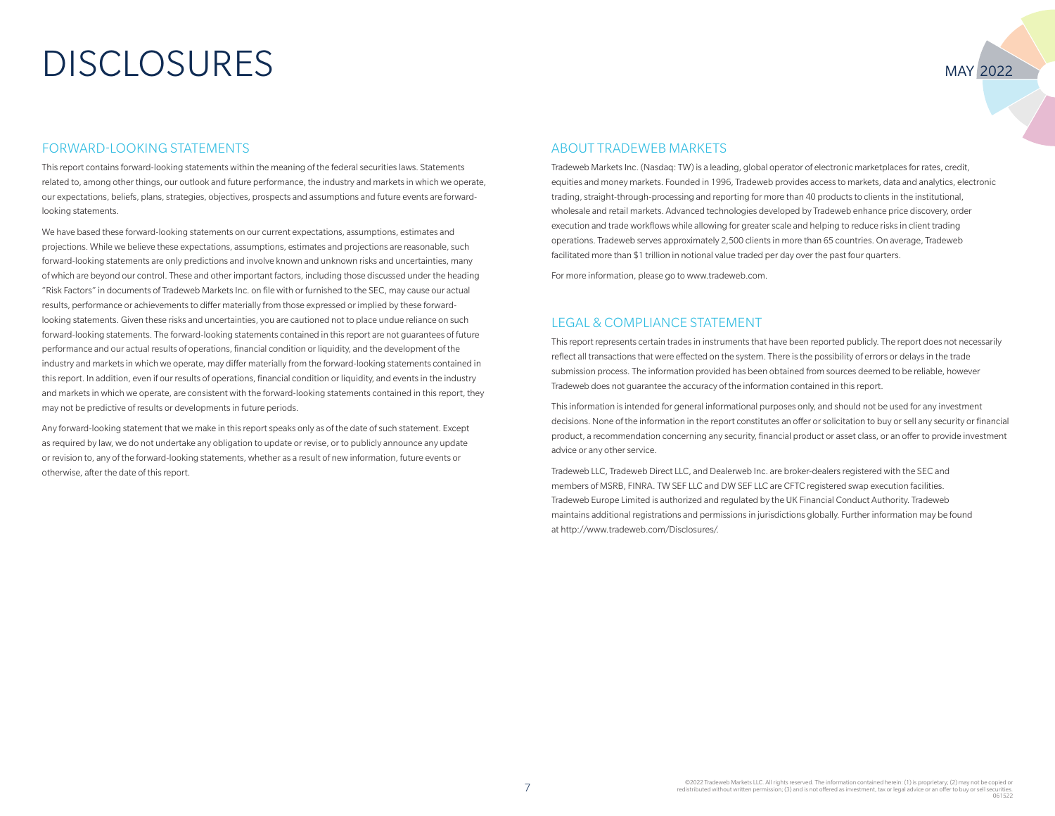# DISCLOSURES

MAY 2022

## FORWARD-LOOKING STATEMENTS

This report contains forward-looking statements within the meaning of the federal securities laws. Statements related to, among other things, our outlook and future performance, the industry and markets in which we operate, our expectations, beliefs, plans, strategies, objectives, prospects and assumptions and future events are forward-looking statements.

We have based these forward-looking statements on our current expectations, assumptions, estimates and projections. While we believe these expectations, assumptions, estimates and projections are reasonable, such forward-looking statements are only predictions and involve known and unknown risks and uncertainties, many of which are beyond our control. These and other important factors, including those discussed under the heading "Risk Factors" in documents of Tradeweb Markets Inc. on file with or furnished to the SEC, may cause our actual results, performance or achievements to differ materially from those expressed or implied by these forward-looking statements. Given these risks and uncertainties, you are cautioned not to place undue reliance on such forward-looking statements. The forward-looking statements contained in this report are not guarantees of future performance and our actual results of operations, financial condition or liquidity, and the development of the industry and markets in which we operate, may differ materially from the forward-looking statements contained in this report. In addition, even if our results of operations, financial condition or liquidity, and events in the industry and markets in which we operate, are consistent with the forward-looking statements contained in this report, they may not be predictive of results or developments in future periods.

Any forward-looking statement that we make in this report speaks only as of the date of such statement. Except as required by law, we do not undertake any obligation to update or revise, or to publicly announce any update or revision to, any of the forward-looking statements, whether as a result of new information, future events or otherwise, after the date of this report.

## ABOUT TRADEWEB MARKETS

Tradeweb Markets Inc. (Nasdaq: TW) is a leading, global operator of electronic marketplaces for rates, credit, equities and money markets. Founded in 1996, Tradeweb provides access to markets, data and analytics, electronic trading, straight-through-processing and reporting for more than 40 products to clients in the institutional, wholesale and retail markets. Advanced technologies developed by Tradeweb enhance price discovery, order execution and trade workflows while allowing for greater scale and helping to reduce risks in client trading operations. Tradeweb serves approximately 2,500 clients in more than 65 countries. On average, Tradeweb facilitated more than $1 trillion in notional value traded per day over the past four quarters.

For more information, please go to www.tradeweb.com.

## LEGAL & COMPLIANCE STATEMENT

This report represents certain trades in instruments that have been reported publicly. The report does not necessarily reflect all transactions that were effected on the system. There is the possibility of errors or delays in the trade submission process. The information provided has been obtained from sources deemed to be reliable, however Tradeweb does not guarantee the accuracy of the information contained in this report.

This information is intended for general informational purposes only, and should not be used for any investment decisions. None of the information in the report constitutes an offer or solicitation to buy or sell any security or financial product, a recommendation concerning any security, financial product or asset class, or an offer to provide investment advice or any other service.

Tradeweb LLC, Tradeweb Direct LLC, and Dealerweb Inc. are broker-dealers registered with the SEC and members of MSRB, FINRA. TW SEF LLC and DW SEF LLC are CFTC registered swap execution facilities. Tradeweb Europe Limited is authorized and regulated by the UK Financial Conduct Authority. Tradeweb maintains additional registrations and permissions in jurisdictions globally. Further information may be found at http://www.tradeweb.com/Disclosures/.

©2022 Tradeweb Markets LLC. All rights reserved. The information contained herein: (1) is proprietary; (2) may not be copied or redistributed without written permission; (3) and is not offered as investment, tax or legal advice or an offer to buy or sell securities.
061522